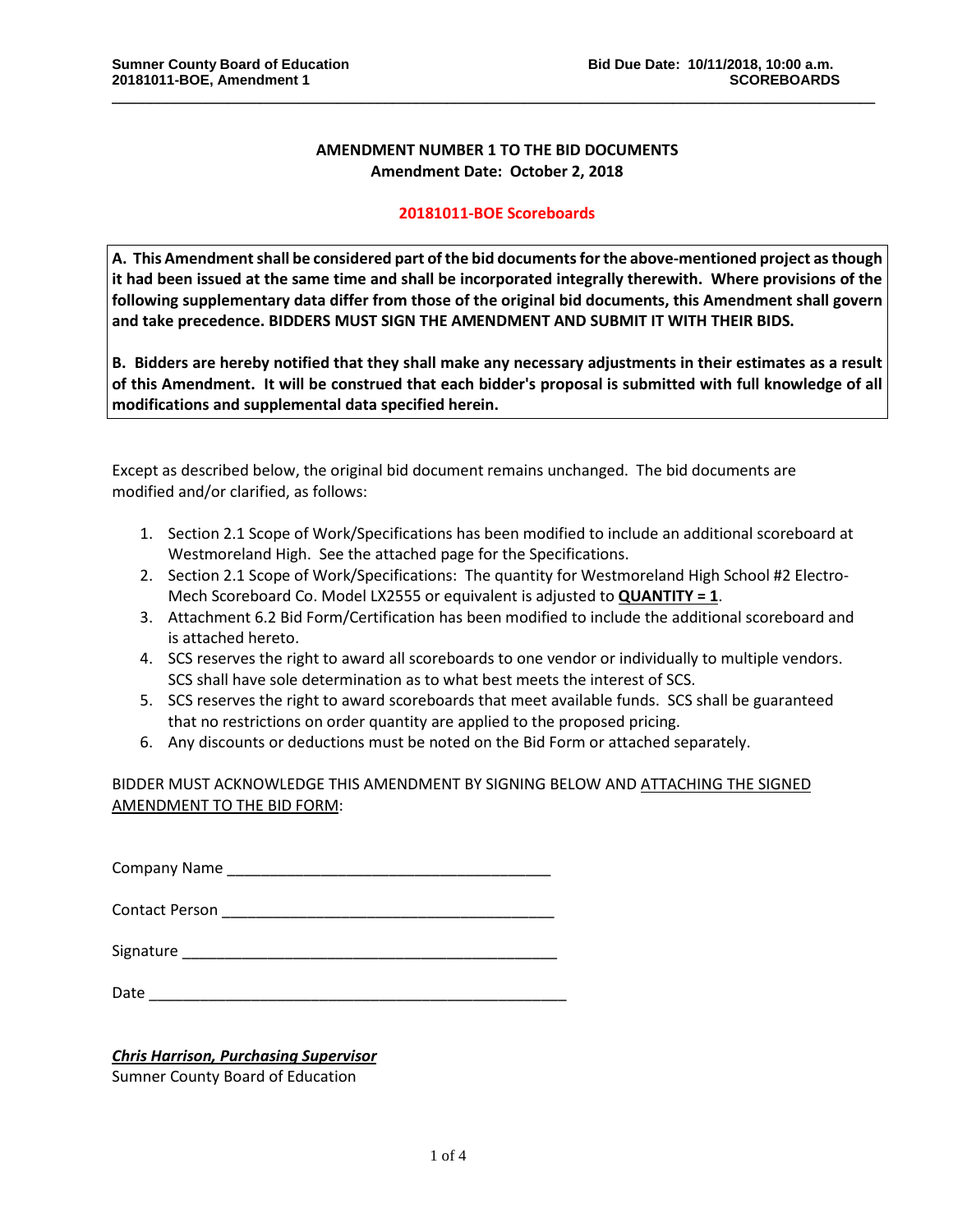# AMENDMENT NUMBER 1 TO THE BID DOCUMENTS
**Amendment Date: October 2, 2018**

**20181011-BOE Scoreboards**

**A. This Amendment shall be considered part of the bid documents for the above-mentioned project as though it had been issued at the same time and shall be incorporated integrally therewith. Where provisions of the following supplementary data differ from those of the original bid documents, this Amendment shall govern and take precedence. BIDDERS MUST SIGN THE AMENDMENT AND SUBMIT IT WITH THEIR BIDS.**

**B. Bidders are hereby notified that they shall make any necessary adjustments in their estimates as a result of this Amendment. It will be construed that each bidder's proposal is submitted with full knowledge of all modifications and supplemental data specified herein.**

Except as described below, the original bid document remains unchanged. The bid documents are modified and/or clarified, as follows:

1. Section 2.1 Scope of Work/Specifications has been modified to include an additional scoreboard at Westmoreland High. See the attached page for the Specifications.
2. Section 2.1 Scope of Work/Specifications: The quantity for Westmoreland High School #2 Electro-Mech Scoreboard Co. Model LX2555 or equivalent is adjusted to **QUANTITY = 1**.
3. Attachment 6.2 Bid Form/Certification has been modified to include the additional scoreboard and is attached hereto.
4. SCS reserves the right to award all scoreboards to one vendor or individually to multiple vendors. SCS shall have sole determination as to what best meets the interest of SCS.
5. SCS reserves the right to award scoreboards that meet available funds. SCS shall be guaranteed that no restrictions on order quantity are applied to the proposed pricing.
6. Any discounts or deductions must be noted on the Bid Form or attached separately.

BIDDER MUST ACKNOWLEDGE THIS AMENDMENT BY SIGNING BELOW AND ATTACHING THE SIGNED AMENDMENT TO THE BID FORM:

Company Name ______________________________________

Contact Person ______________________________________

Signature ___________________________________________

Date _______________________________________________

***Chris Harrison, Purchasing Supervisor***
Sumner County Board of Education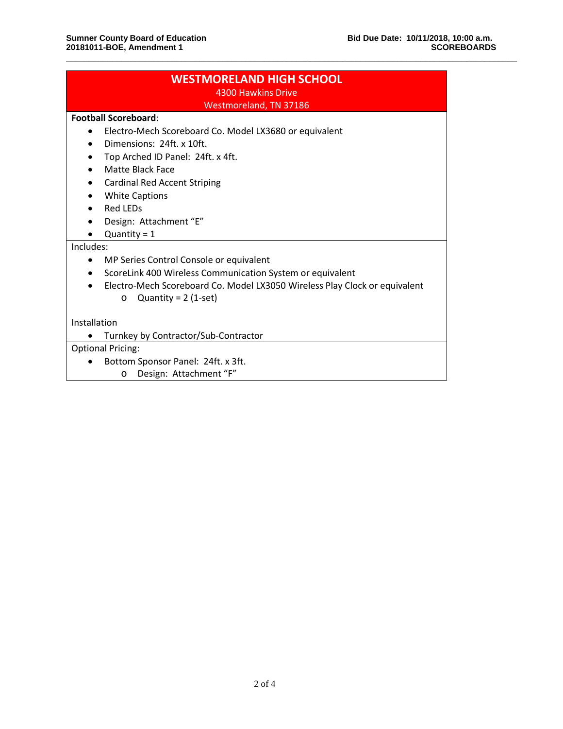## WESTMORELAND HIGH SCHOOL

4300 Hawkins Drive
Westmoreland, TN 37186

**Football Scoreboard**:

- Electro-Mech Scoreboard Co. Model LX3680 or equivalent
- Dimensions: 24ft. x 10ft.
- Top Arched ID Panel: 24ft. x 4ft.
- Matte Black Face
- Cardinal Red Accent Striping
- White Captions
- Red LEDs
- Design: Attachment "E"
- Quantity = 1

Includes:

- MP Series Control Console or equivalent
- ScoreLink 400 Wireless Communication System or equivalent
- Electro-Mech Scoreboard Co. Model LX3050 Wireless Play Clock or equivalent
  - Quantity = 2 (1-set)

Installation

- Turnkey by Contractor/Sub-Contractor

Optional Pricing:

- Bottom Sponsor Panel: 24ft. x 3ft.
  - Design: Attachment "F"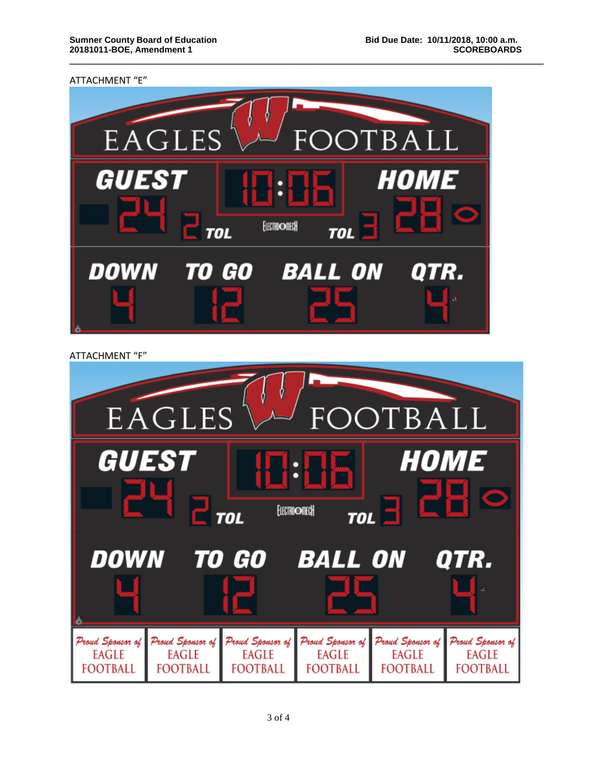ATTACHMENT "E"

ATTACHMENT "F"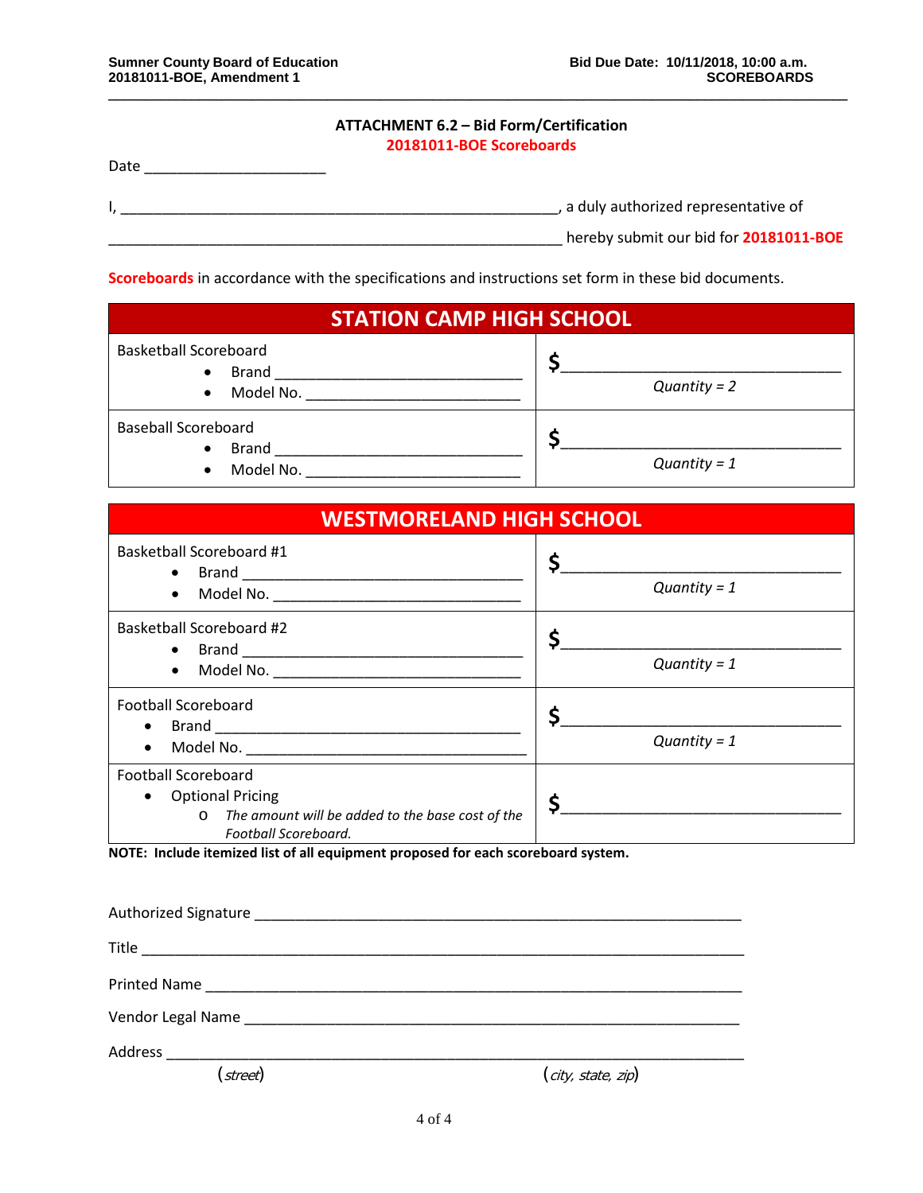## ATTACHMENT 6.2 – Bid Form/Certification

**20181011-BOE Scoreboards**

Date ______________________

I, ________________________________________________________, a duly authorized representative of

_________________________________________________________ hereby submit our bid for **20181011-BOE Scoreboards** in accordance with the specifications and instructions set form in these bid documents.

| STATION CAMP HIGH SCHOOL | |
|---|---|
| Basketball Scoreboard<br>• Brand ______________________________<br>• Model No. ___________________________ | **$**_________________________________<br>*Quantity = 2* |
| Baseball Scoreboard<br>• Brand ______________________________<br>• Model No. ___________________________ | **$**_________________________________<br>*Quantity = 1* |

| WESTMORELAND HIGH SCHOOL | |
|---|---|
| Basketball Scoreboard #1<br>• Brand ________________________________<br>• Model No. _____________________________ | **$**_________________________________<br>*Quantity = 1* |
| Basketball Scoreboard #2<br>• Brand ________________________________<br>• Model No. _____________________________ | **$**_________________________________<br>*Quantity = 1* |
| Football Scoreboard<br>• Brand ____________________________________<br>• Model No. _________________________________ | **$**_________________________________<br>*Quantity = 1* |
| Football Scoreboard<br>• Optional Pricing<br>o *The amount will be added to the base cost of the Football Scoreboard.* | **$**_________________________________ |

**NOTE: Include itemized list of all equipment proposed for each scoreboard system.**

Authorized Signature _________________________________________________________

Title ________________________________________________________________________

Printed Name _________________________________________________________________

Vendor Legal Name _____________________________________________________________

Address _____________________________________________________________________

(*street*) (*city, state, zip*)